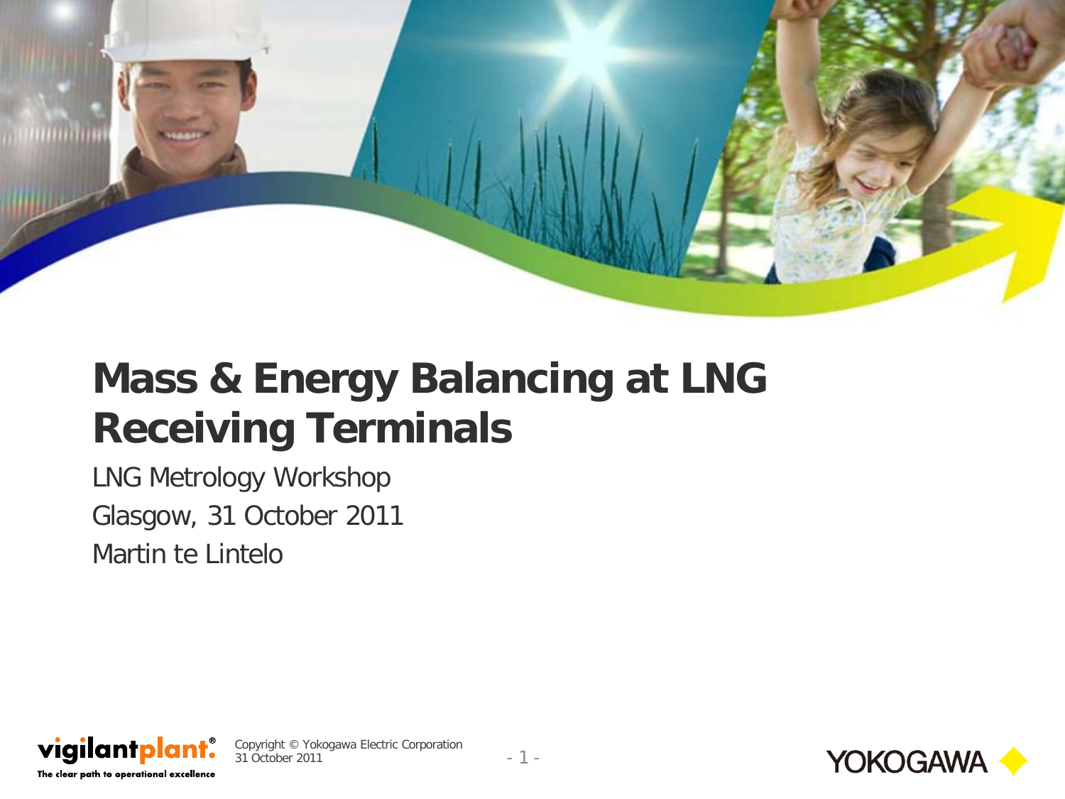# Mass & Energy Balancing at LNG Receiving Terminals

LNG Metrology Workshop

Glasgow, 31 October 2011

Martin te Lintelo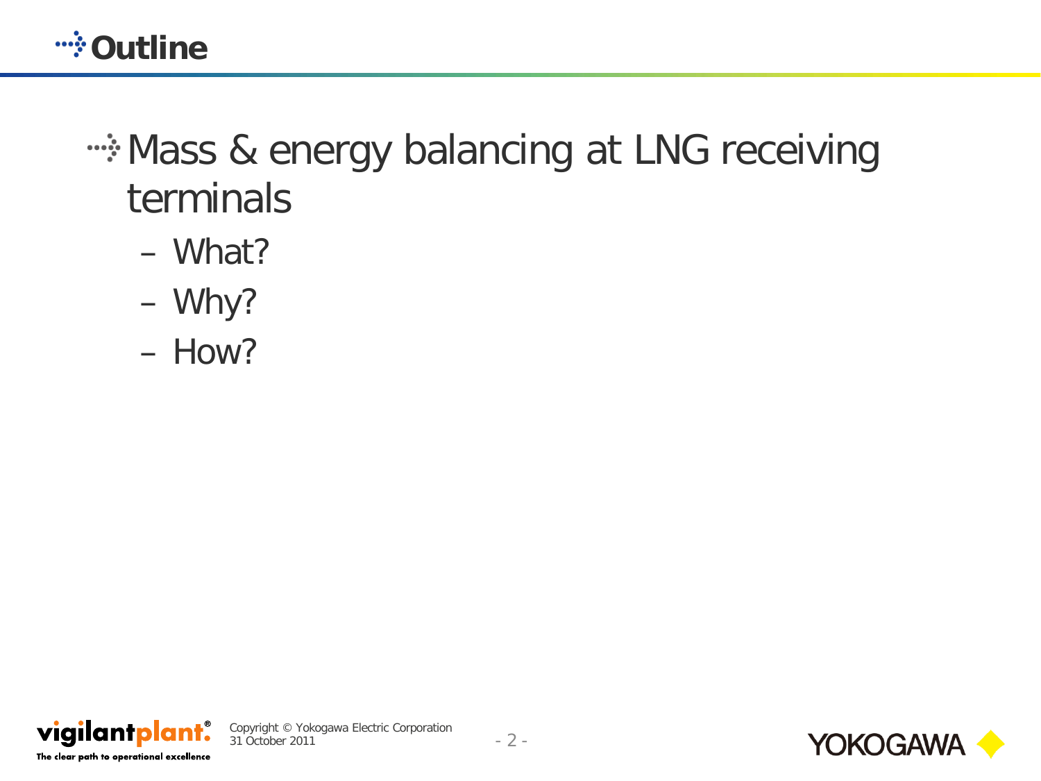# Outline

- Mass & energy balancing at LNG receiving terminals
  - What?
  - Why?
  - How?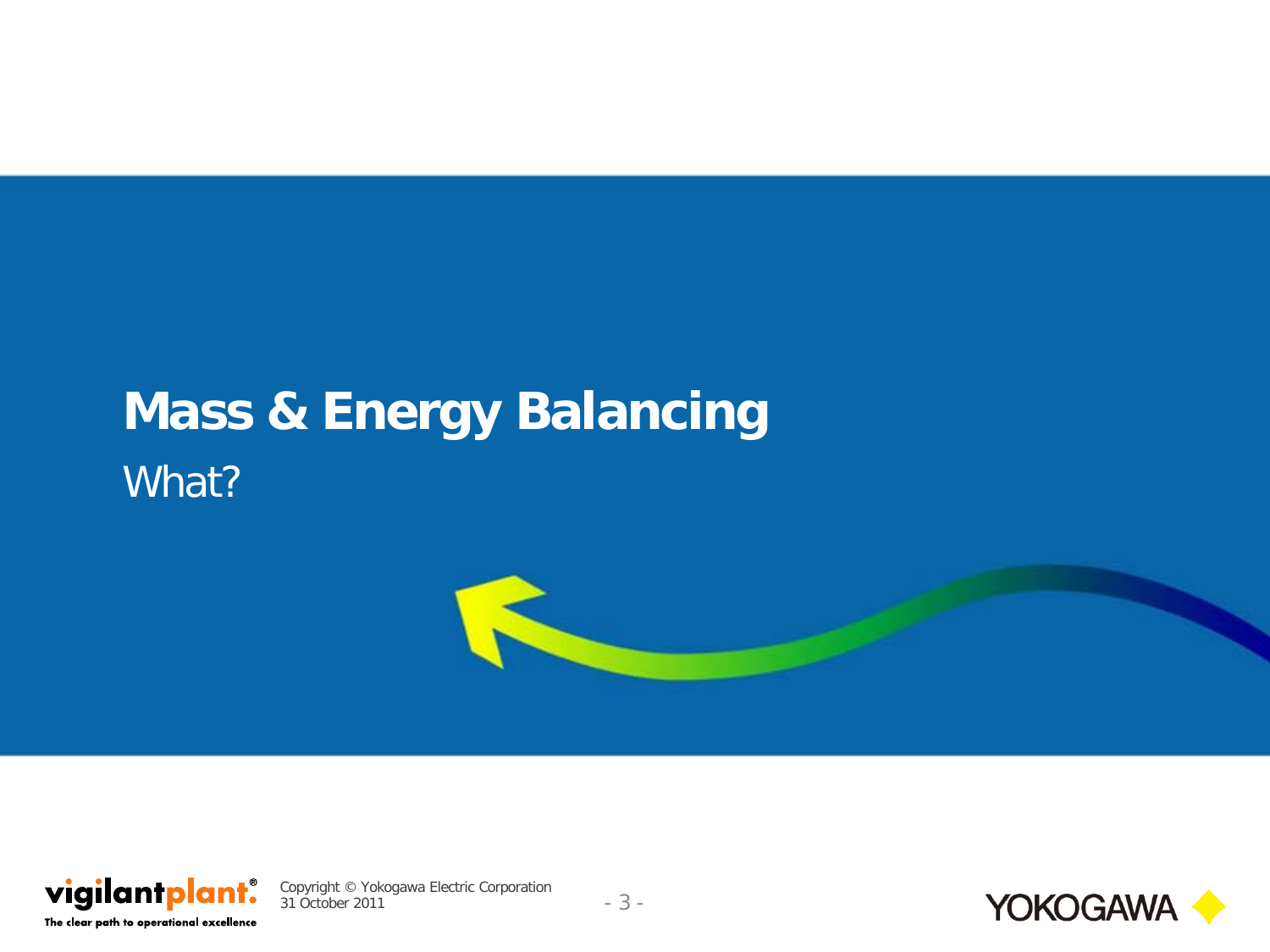# Mass & Energy Balancing

What?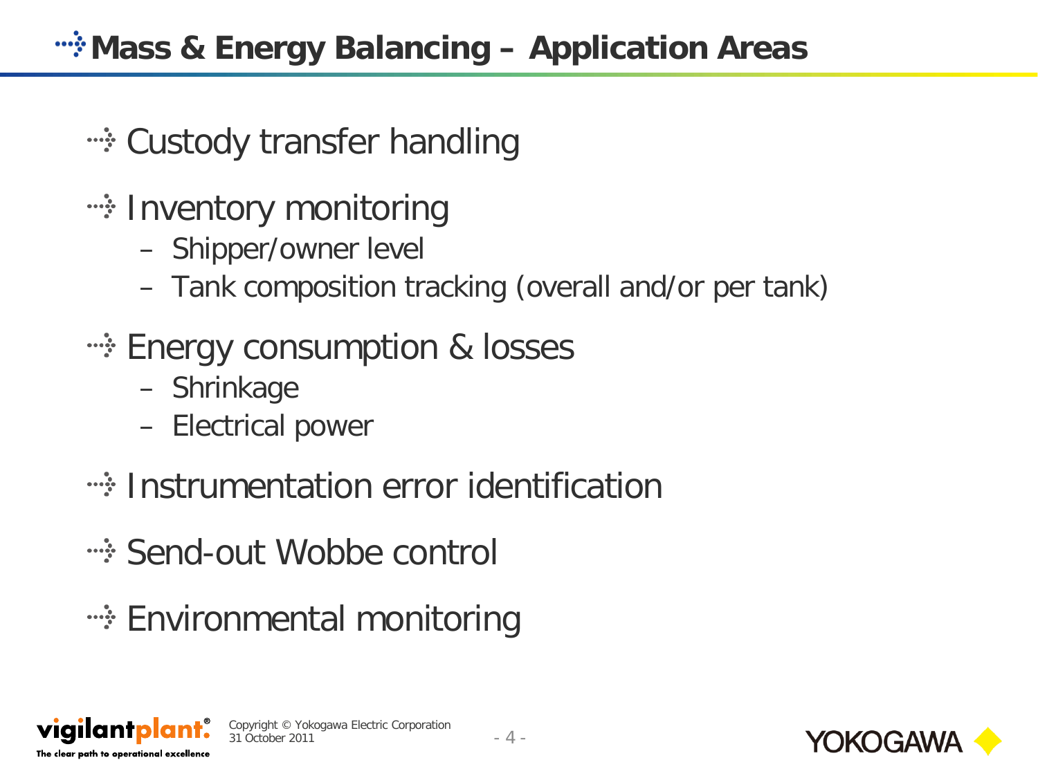# Mass & Energy Balancing – Application Areas

- Custody transfer handling
- Inventory monitoring
  - Shipper/owner level
  - Tank composition tracking (overall and/or per tank)
- Energy consumption & losses
  - Shrinkage
  - Electrical power
- Instrumentation error identification
- Send-out Wobbe control
- Environmental monitoring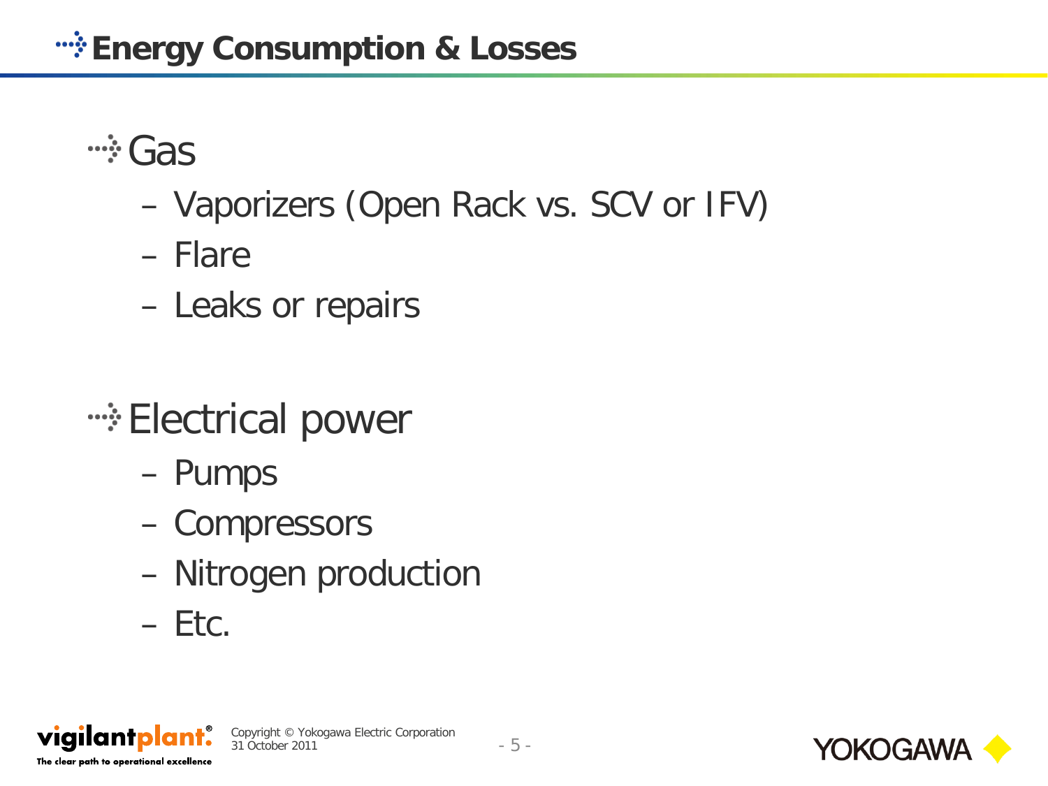# Energy Consumption & Losses

- Gas
  - Vaporizers (Open Rack vs. SCV or IFV)
  - Flare
  - Leaks or repairs

- Electrical power
  - Pumps
  - Compressors
  - Nitrogen production
  - Etc.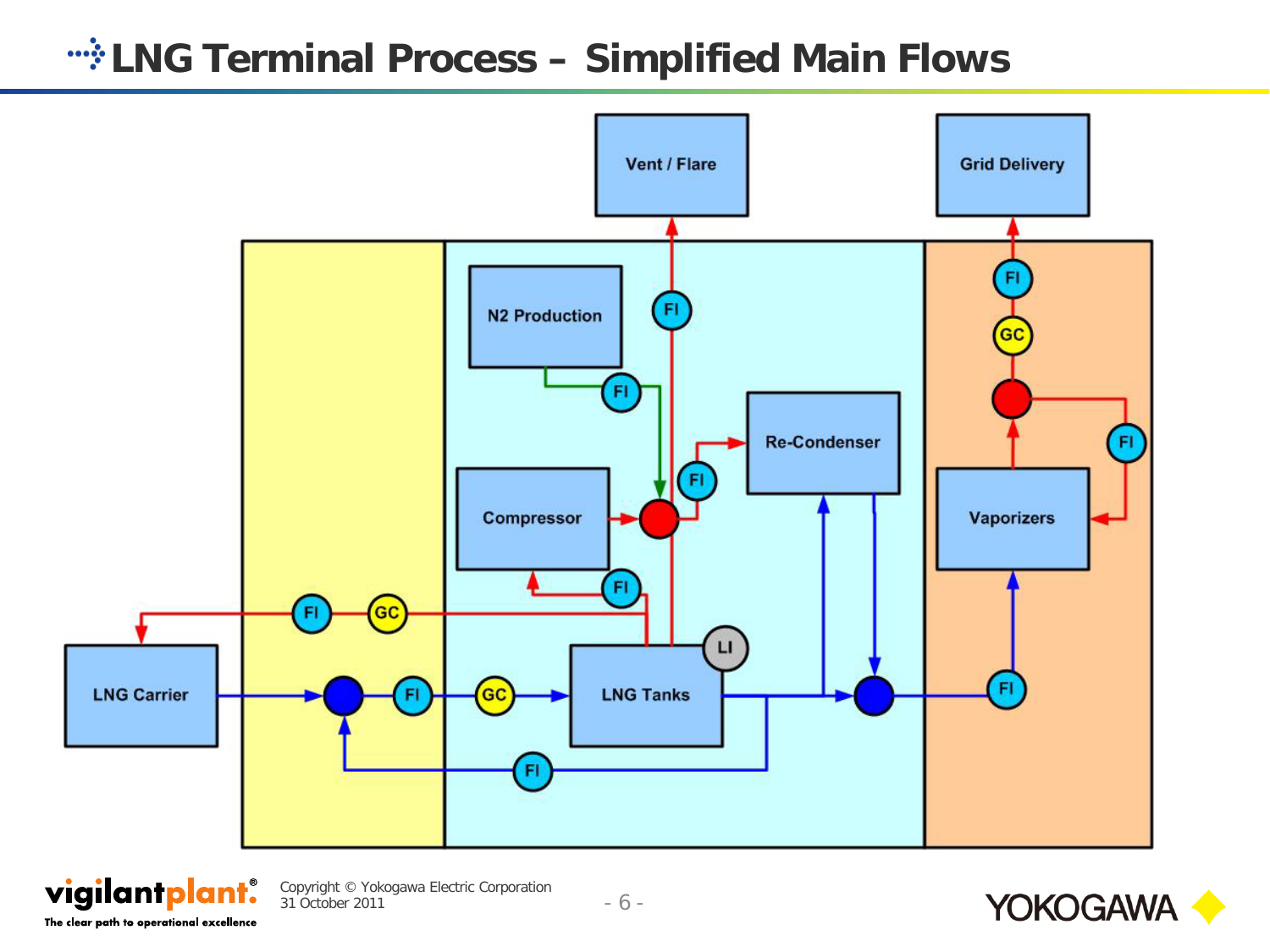# LNG Terminal Process – Simplified Main Flows

Vent / Flare

Grid Delivery

N2 Production

FI

FI

GC

Re-Condenser

FI

Compressor

FI

Vaporizers

FI

FI

GC

LI

LNG Carrier

FI

GC

LNG Tanks

FI

FI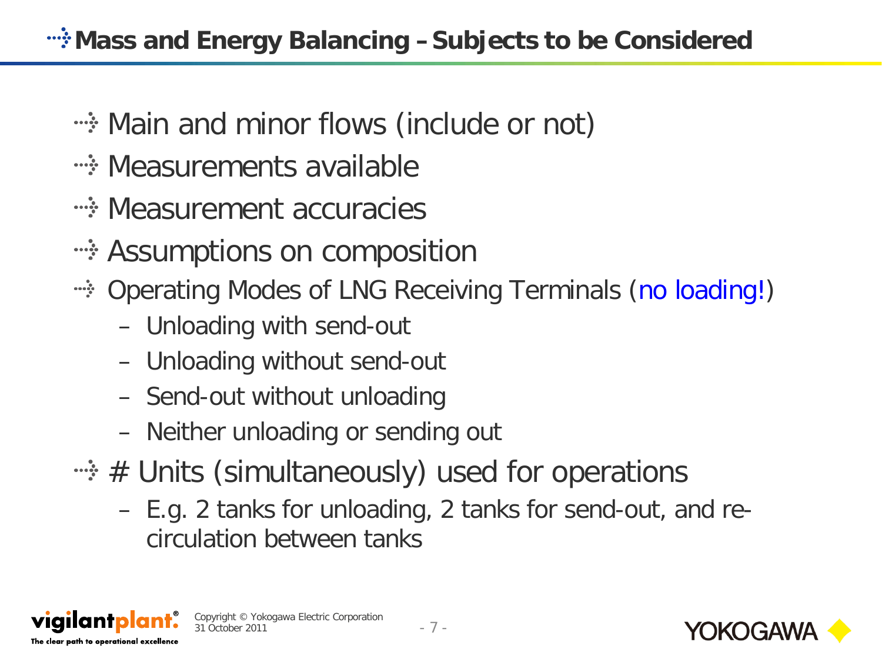# Mass and Energy Balancing – Subjects to be Considered

- Main and minor flows (include or not)
- Measurements available
- Measurement accuracies
- Assumptions on composition
- Operating Modes of LNG Receiving Terminals (no loading!)
  - Unloading with send-out
  - Unloading without send-out
  - Send-out without unloading
  - Neither unloading or sending out
- # Units (simultaneously) used for operations
  - E.g. 2 tanks for unloading, 2 tanks for send-out, and re-circulation between tanks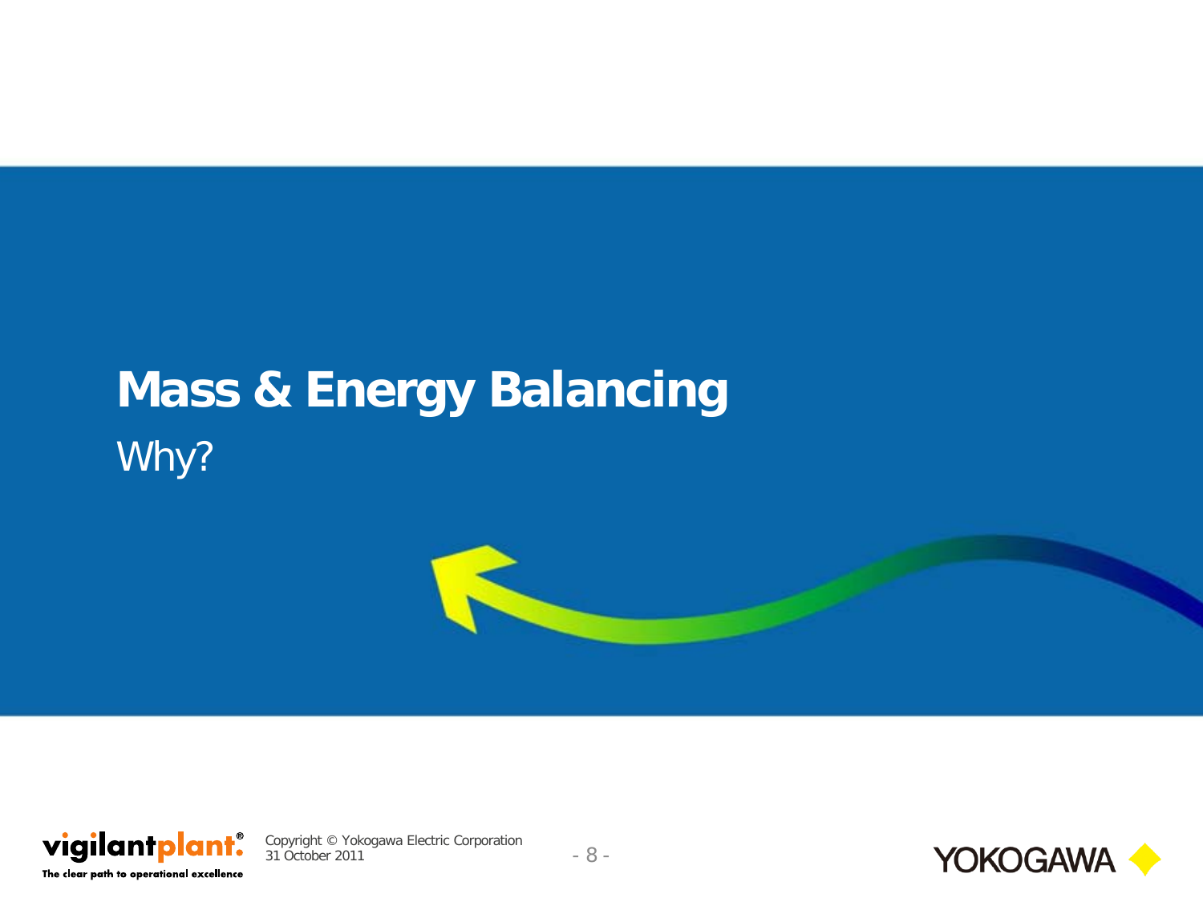# Mass & Energy Balancing

Why?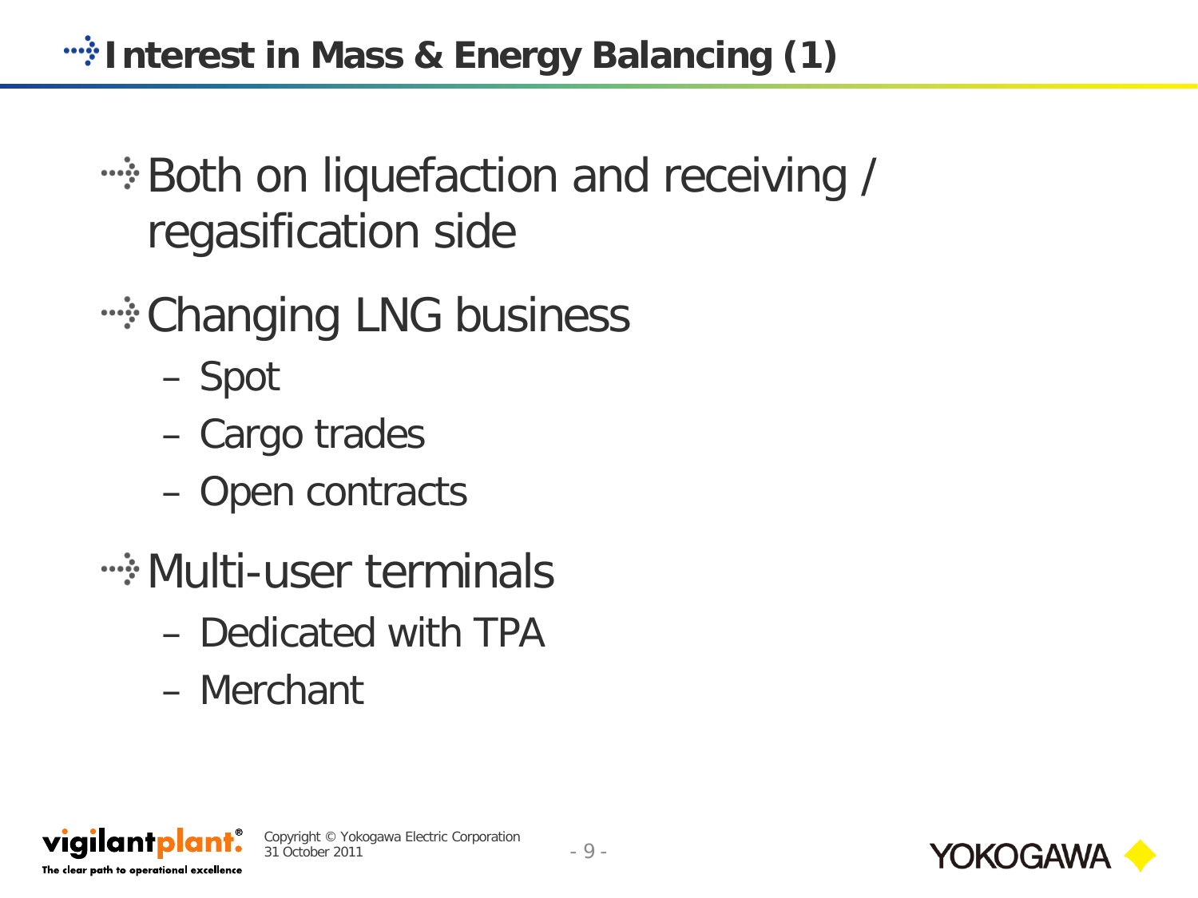# Interest in Mass & Energy Balancing (1)

- Both on liquefaction and receiving / regasification side
- Changing LNG business
  - Spot
  - Cargo trades
  - Open contracts
- Multi-user terminals
  - Dedicated with TPA
  - Merchant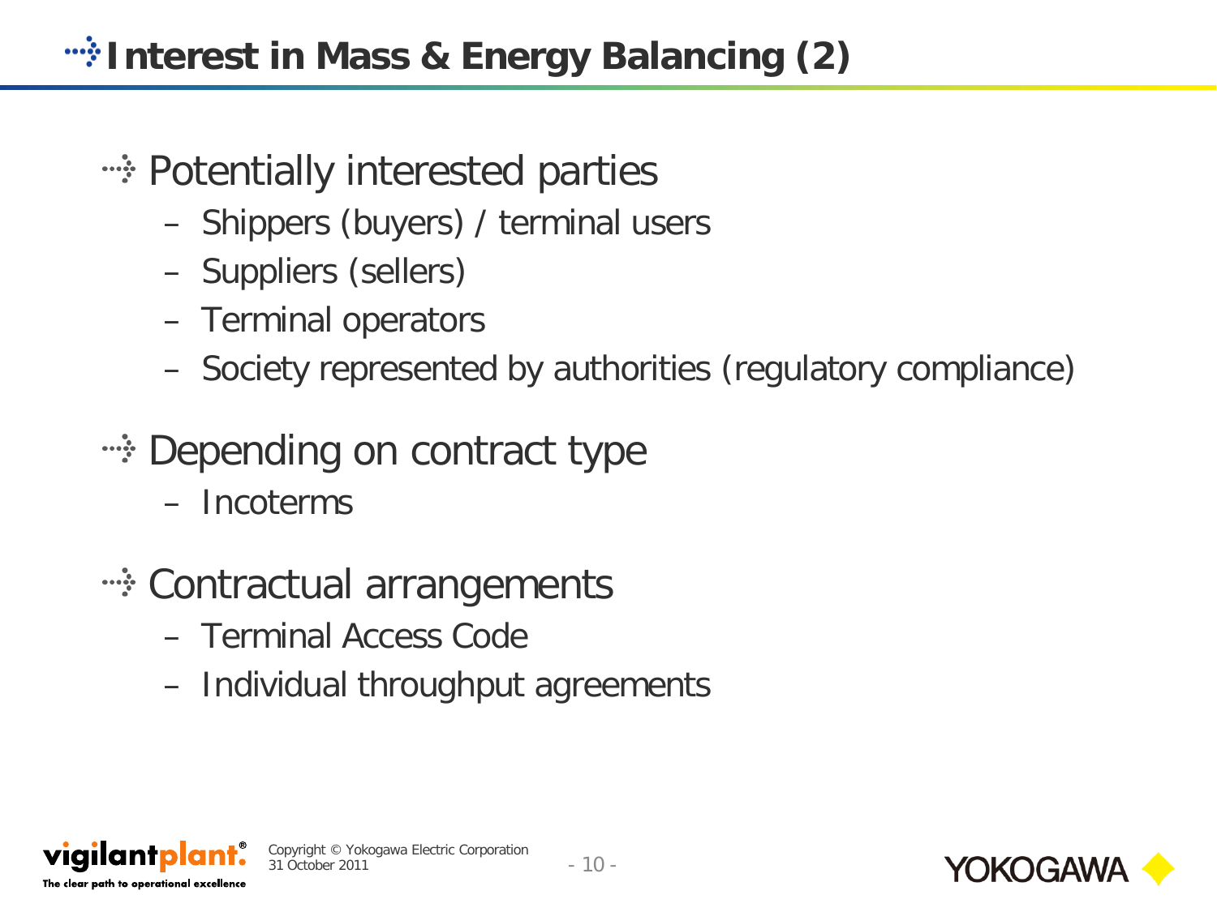# Interest in Mass & Energy Balancing (2)

- Potentially interested parties
  - Shippers (buyers) / terminal users
  - Suppliers (sellers)
  - Terminal operators
  - Society represented by authorities (regulatory compliance)
- Depending on contract type
  - Incoterms
- Contractual arrangements
  - Terminal Access Code
  - Individual throughput agreements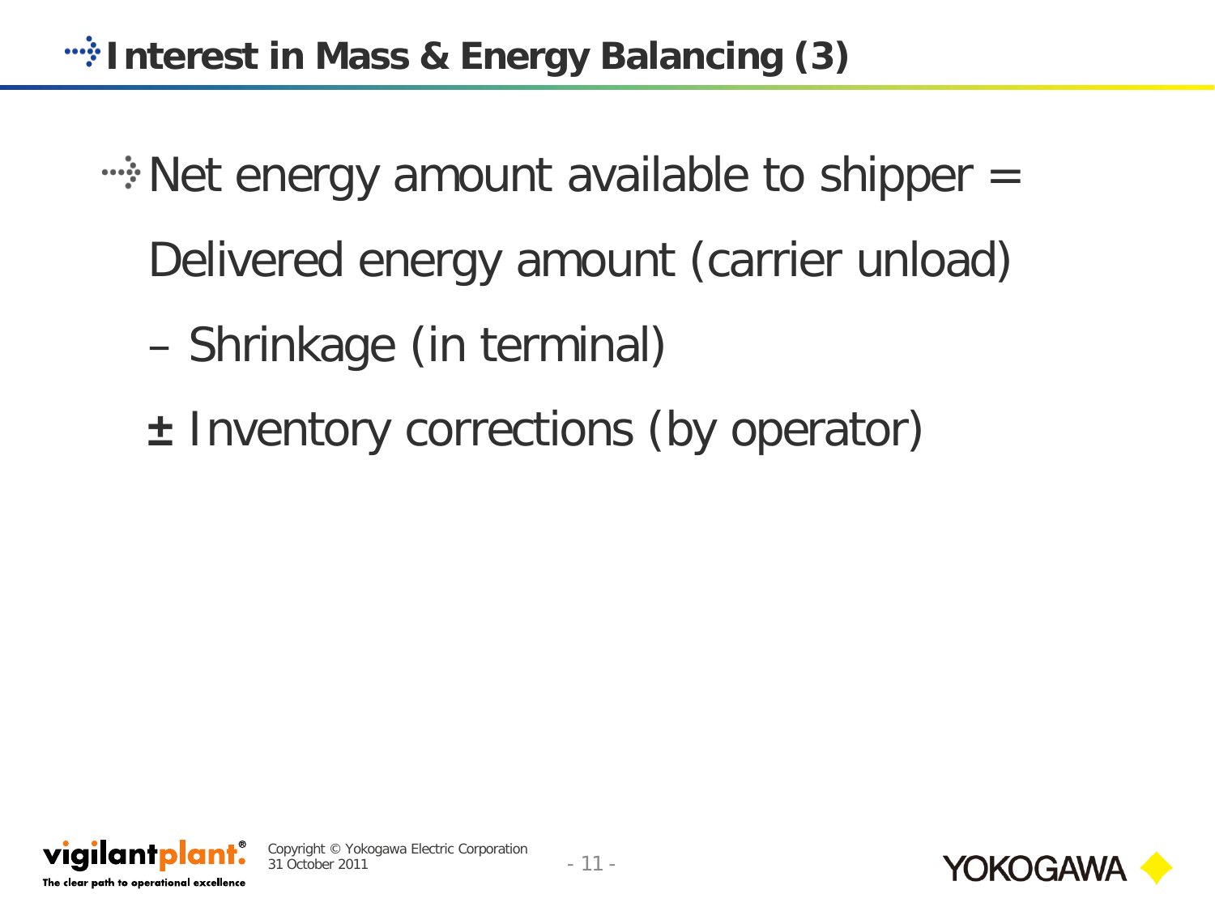## Interest in Mass & Energy Balancing (3)

- Net energy amount available to shipper =

  Delivered energy amount (carrier unload)

  – Shrinkage (in terminal)

  ± Inventory corrections (by operator)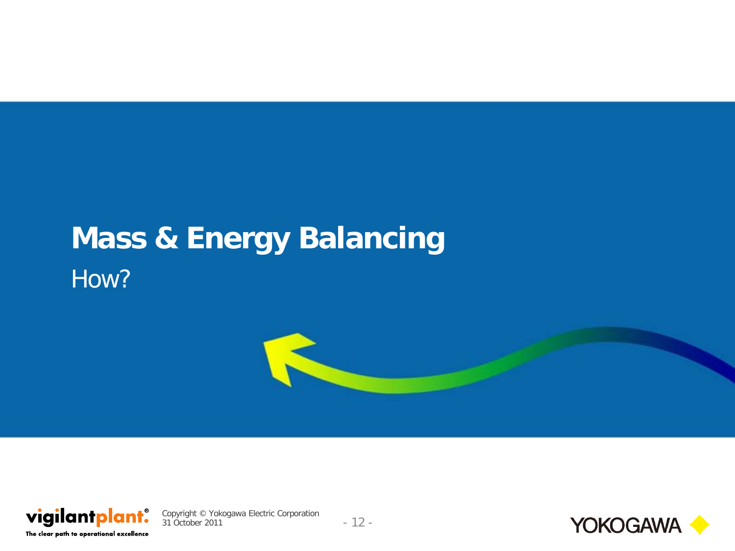# Mass & Energy Balancing

How?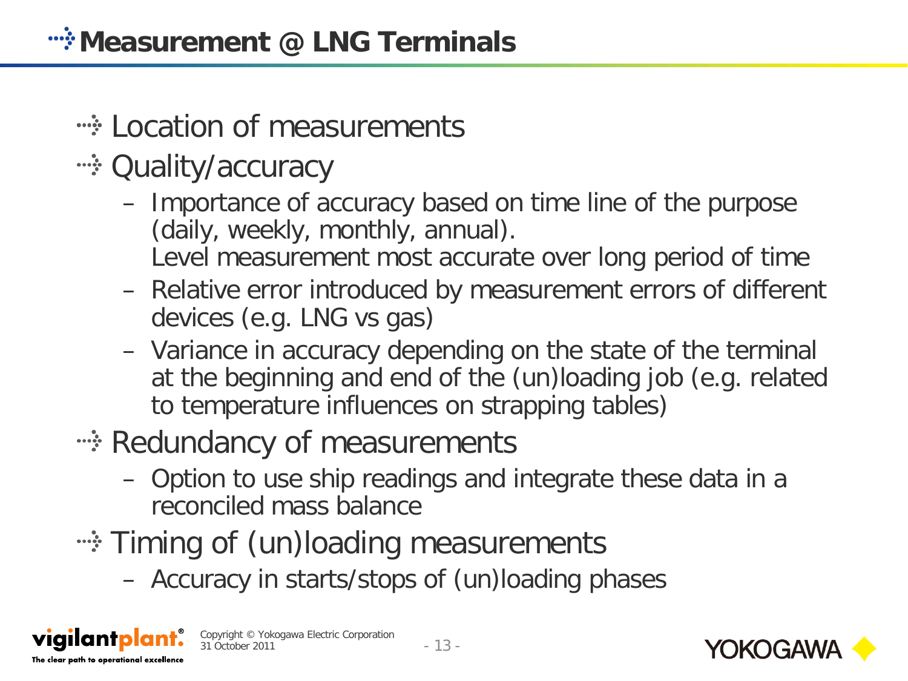# Measurement @ LNG Terminals

- Location of measurements
- Quality/accuracy
  - Importance of accuracy based on time line of the purpose (daily, weekly, monthly, annual).
    Level measurement most accurate over long period of time
  - Relative error introduced by measurement errors of different devices (e.g. LNG vs gas)
  - Variance in accuracy depending on the state of the terminal at the beginning and end of the (un)loading job (e.g. related to temperature influences on strapping tables)
- Redundancy of measurements
  - Option to use ship readings and integrate these data in a reconciled mass balance
- Timing of (un)loading measurements
  - Accuracy in starts/stops of (un)loading phases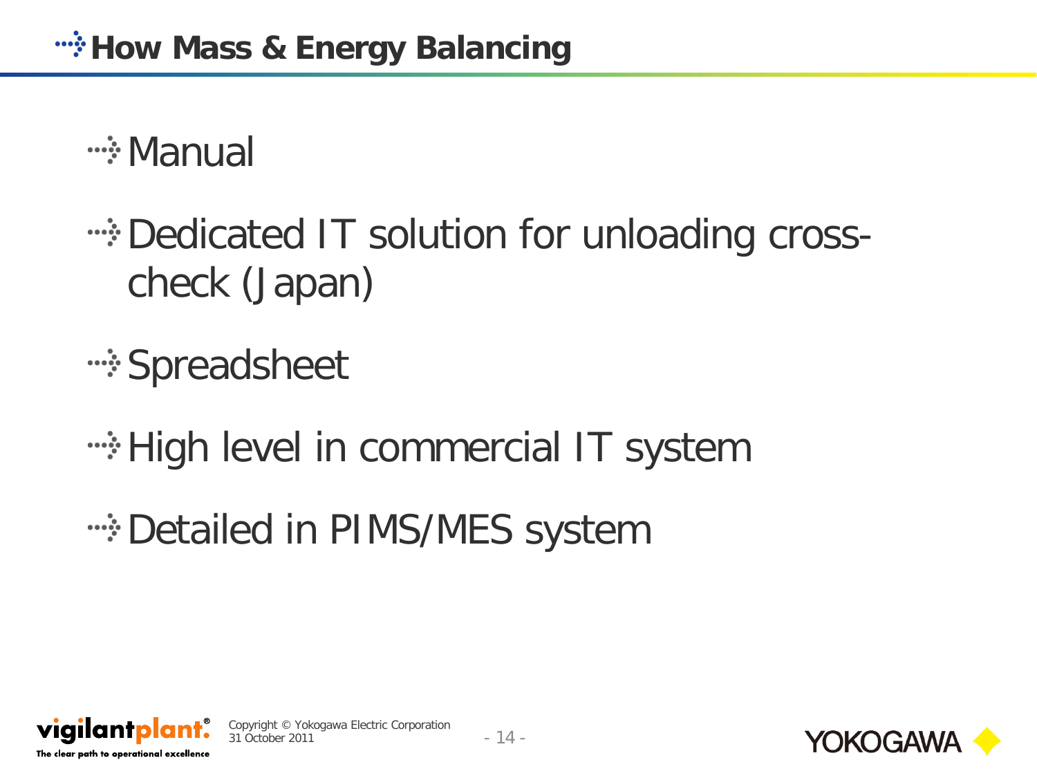# How Mass & Energy Balancing

- Manual
- Dedicated IT solution for unloading cross-check (Japan)
- Spreadsheet
- High level in commercial IT system
- Detailed in PIMS/MES system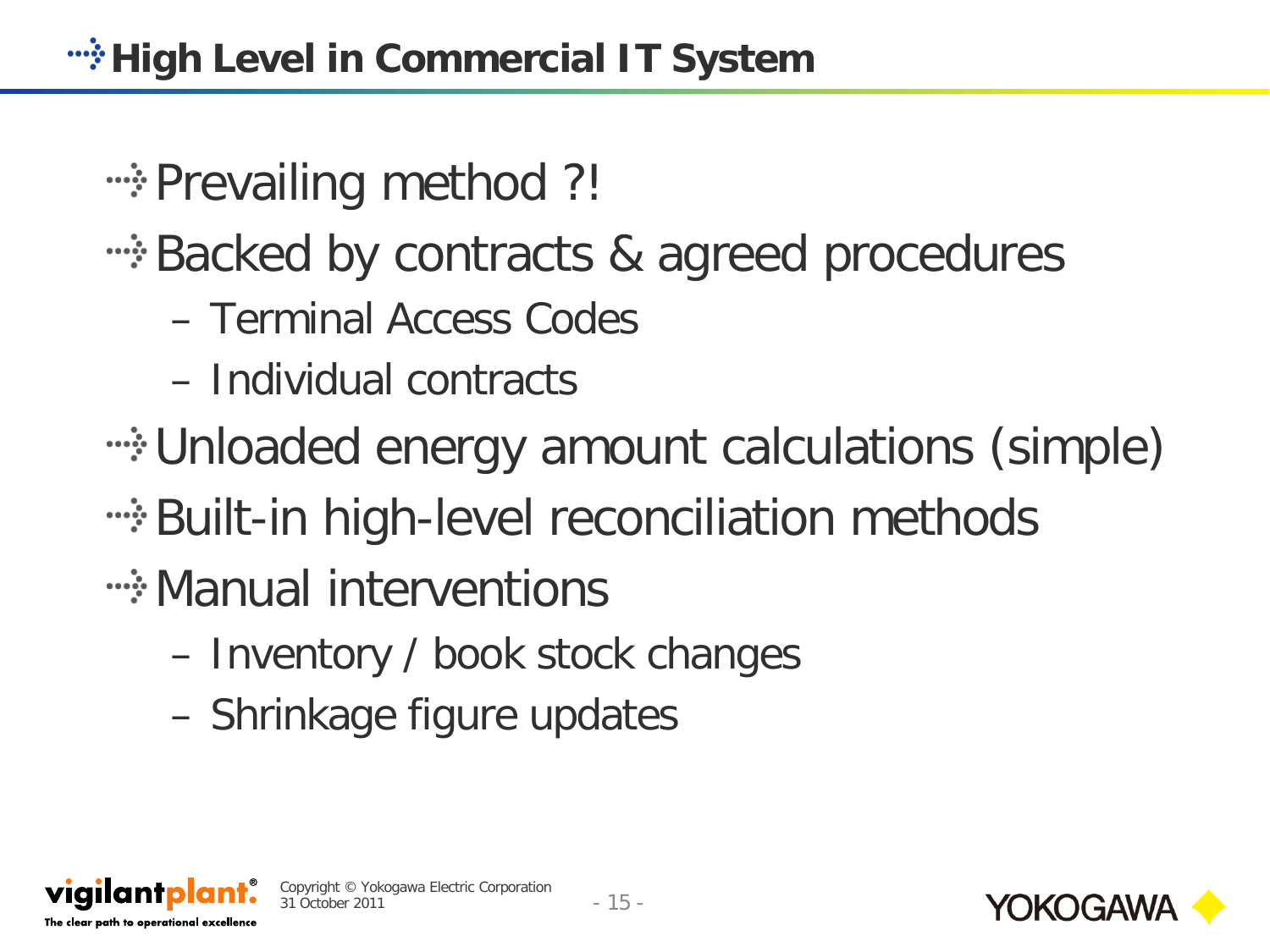# High Level in Commercial IT System

- Prevailing method ?!
- Backed by contracts & agreed procedures
  - Terminal Access Codes
  - Individual contracts
- Unloaded energy amount calculations (simple)
- Built-in high-level reconciliation methods
- Manual interventions
  - Inventory / book stock changes
  - Shrinkage figure updates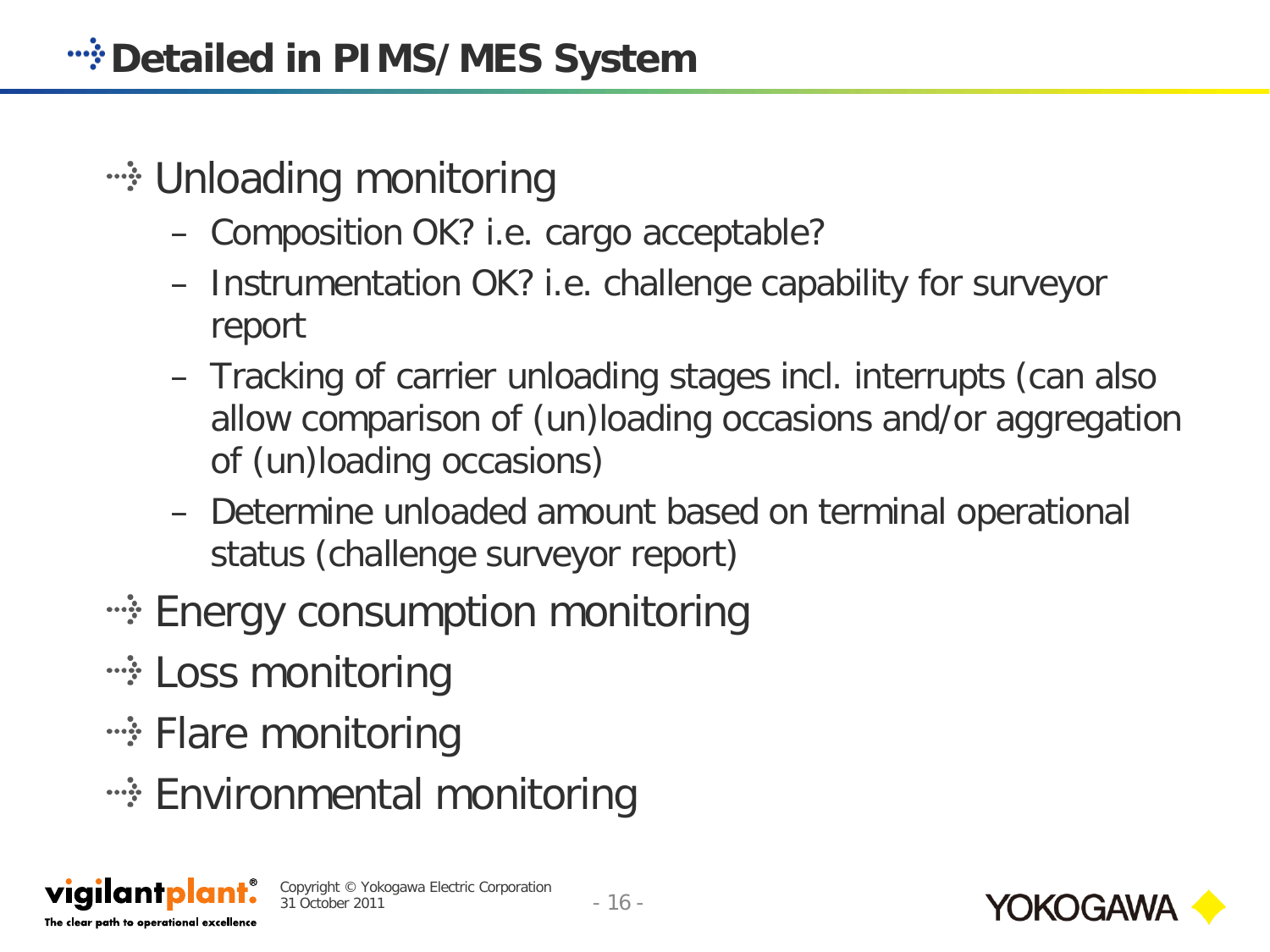## Detailed in PIMS/MES System

- Unloading monitoring
  - Composition OK? i.e. cargo acceptable?
  - Instrumentation OK? i.e. challenge capability for surveyor report
  - Tracking of carrier unloading stages incl. interrupts (can also allow comparison of (un)loading occasions and/or aggregation of (un)loading occasions)
  - Determine unloaded amount based on terminal operational status (challenge surveyor report)
- Energy consumption monitoring
- Loss monitoring
- Flare monitoring
- Environmental monitoring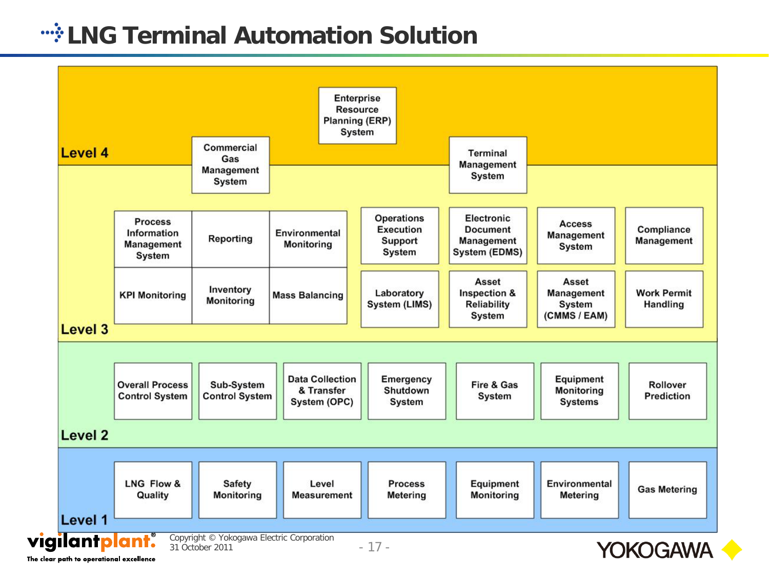# LNG Terminal Automation Solution

## Level 4

- Enterprise Resource Planning (ERP) System
- Commercial Gas Management System
- Terminal Management System

## Level 3

- Process Information Management System
- Reporting
- Environmental Monitoring
- Operations Execution Support System
- Electronic Document Management System (EDMS)
- Access Management System
- Compliance Management
- KPI Monitoring
- Inventory Monitoring
- Mass Balancing
- Laboratory System (LIMS)
- Asset Inspection & Reliability System
- Asset Management System (CMMS / EAM)
- Work Permit Handling

## Level 2

- Overall Process Control System
- Sub-System Control System
- Data Collection & Transfer System (OPC)
- Emergency Shutdown System
- Fire & Gas System
- Equipment Monitoring Systems
- Rollover Prediction

## Level 1

- LNG Flow & Quality
- Safety Monitoring
- Level Measurement
- Process Metering
- Equipment Monitoring
- Environmental Metering
- Gas Metering

vigilantplant® The clear path to operational excellence

Copyright © Yokogawa Electric Corporation
31 October 2011

YOKOGAWA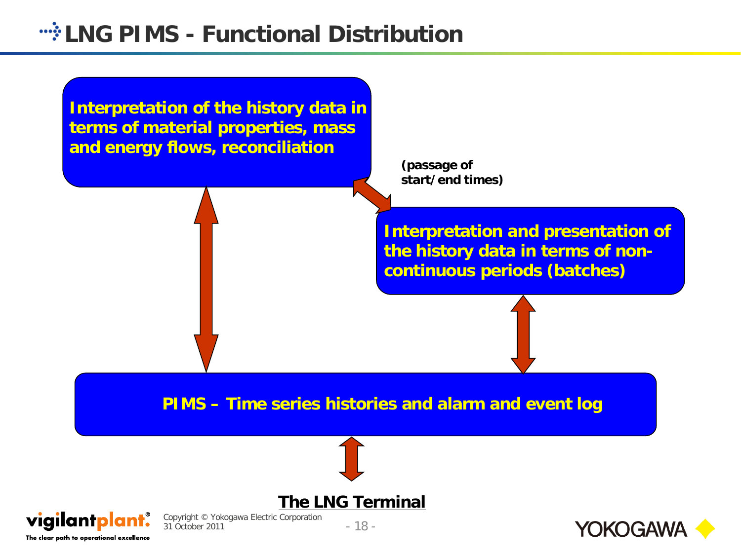# LNG PIMS - Functional Distribution

**Interpretation of the history data in terms of material properties, mass and energy flows, reconciliation**

**(passage of start/end times)**

**Interpretation and presentation of the history data in terms of non-continuous periods (batches)**

**PIMS – Time series histories and alarm and event log**

**The LNG Terminal**

Copyright © Yokogawa Electric Corporation
31 October 2011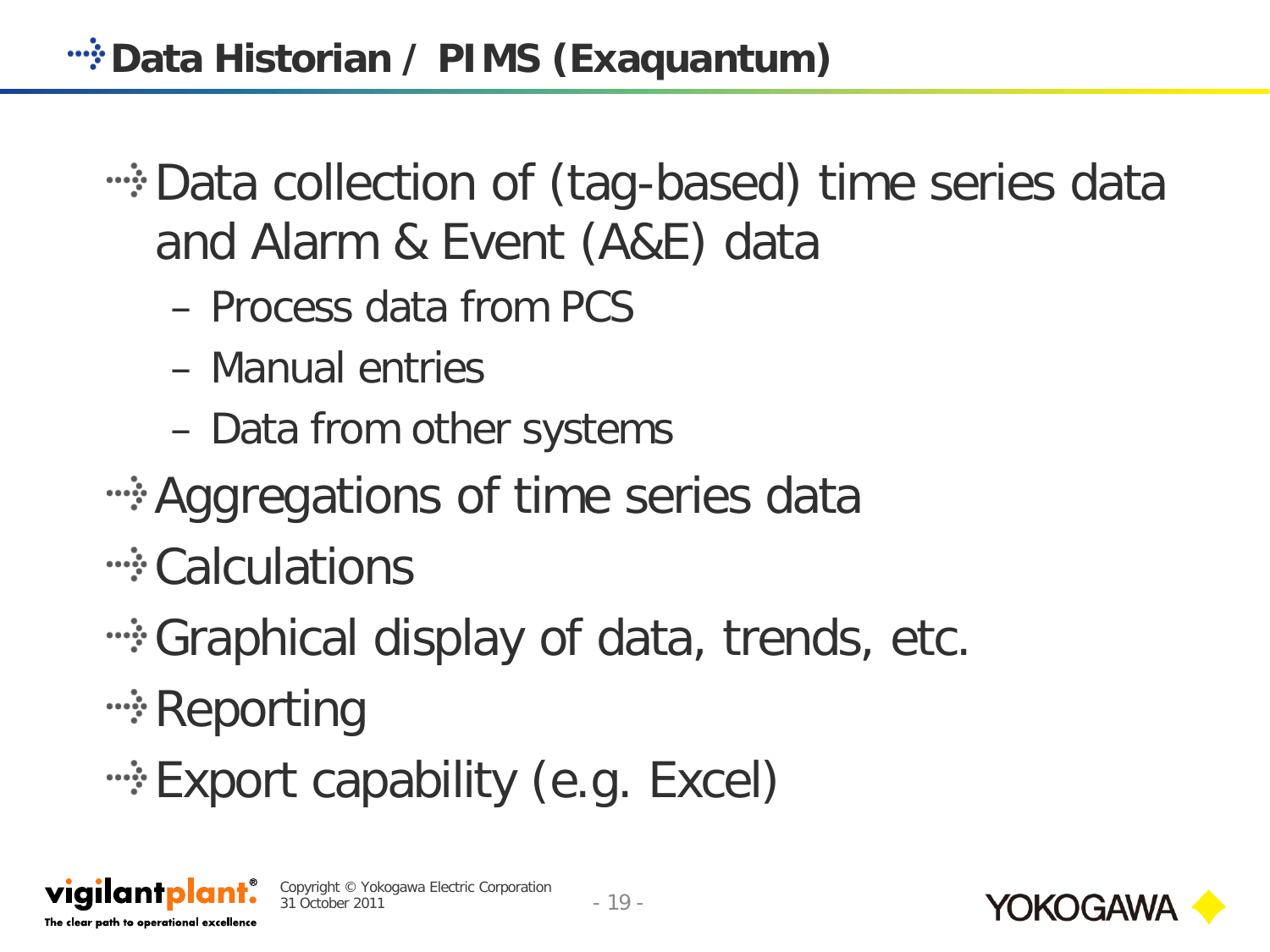# Data Historian / PIMS (Exaquantum)

- Data collection of (tag-based) time series data and Alarm & Event (A&E) data
  - Process data from PCS
  - Manual entries
  - Data from other systems
- Aggregations of time series data
- Calculations
- Graphical display of data, trends, etc.
- Reporting
- Export capability (e.g. Excel)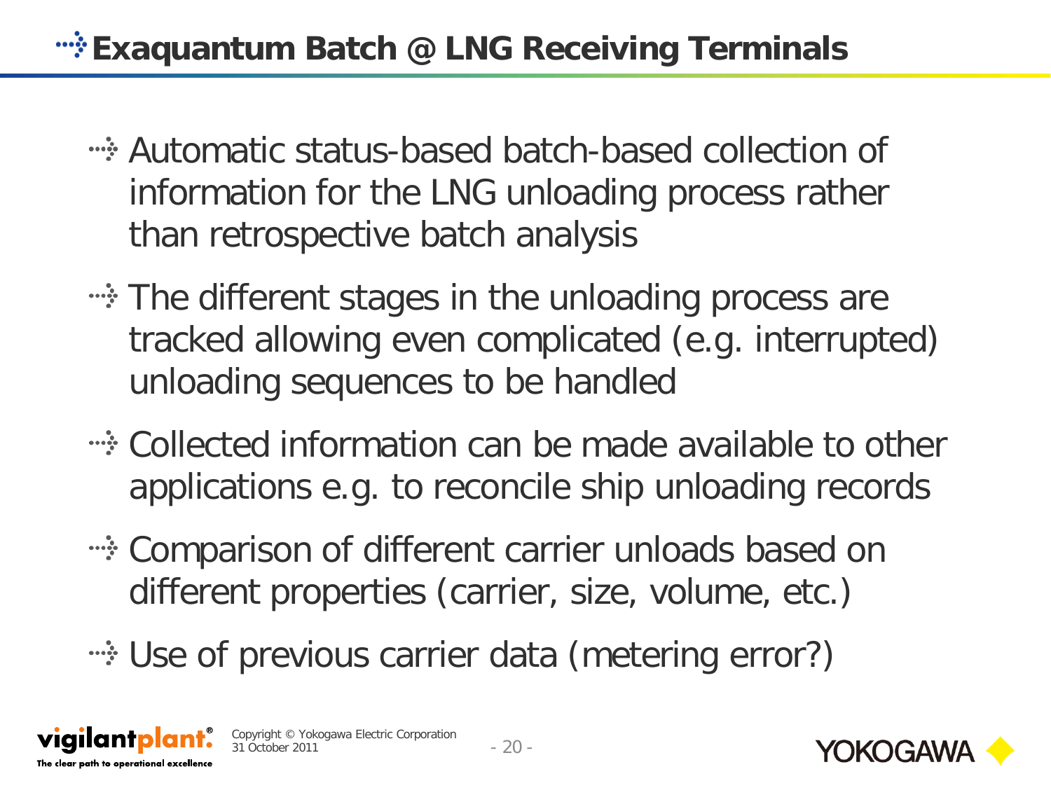# Exaquantum Batch @ LNG Receiving Terminals

- Automatic status-based batch-based collection of information for the LNG unloading process rather than retrospective batch analysis
- The different stages in the unloading process are tracked allowing even complicated (e.g. interrupted) unloading sequences to be handled
- Collected information can be made available to other applications e.g. to reconcile ship unloading records
- Comparison of different carrier unloads based on different properties (carrier, size, volume, etc.)
- Use of previous carrier data (metering error?)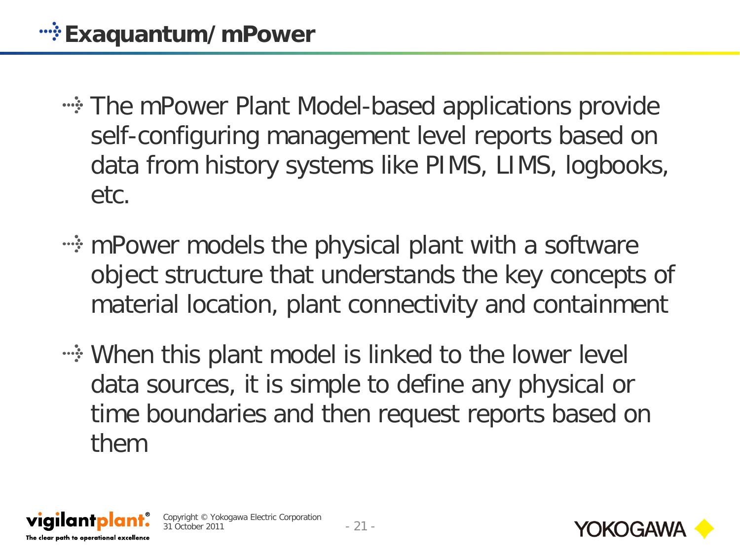# Exaquantum/mPower

- The mPower Plant Model-based applications provide self-configuring management level reports based on data from history systems like PIMS, LIMS, logbooks, etc.
- mPower models the physical plant with a software object structure that understands the key concepts of material location, plant connectivity and containment
- When this plant model is linked to the lower level data sources, it is simple to define any physical or time boundaries and then request reports based on them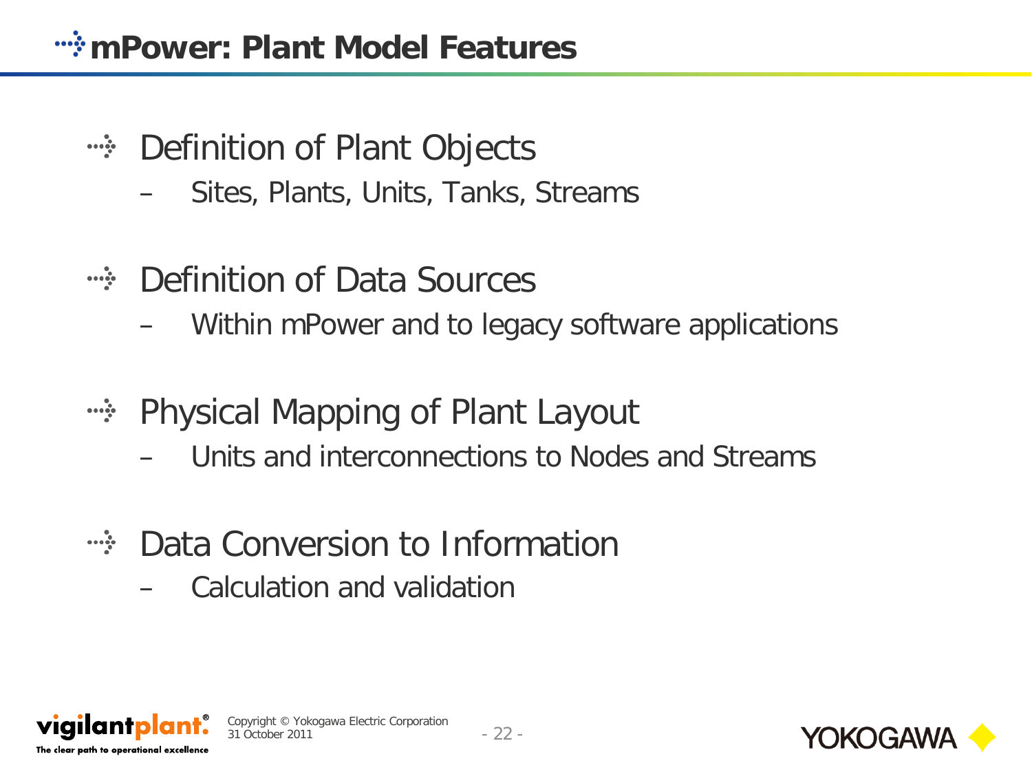# mPower: Plant Model Features

- Definition of Plant Objects
  - Sites, Plants, Units, Tanks, Streams
- Definition of Data Sources
  - Within mPower and to legacy software applications
- Physical Mapping of Plant Layout
  - Units and interconnections to Nodes and Streams
- Data Conversion to Information
  - Calculation and validation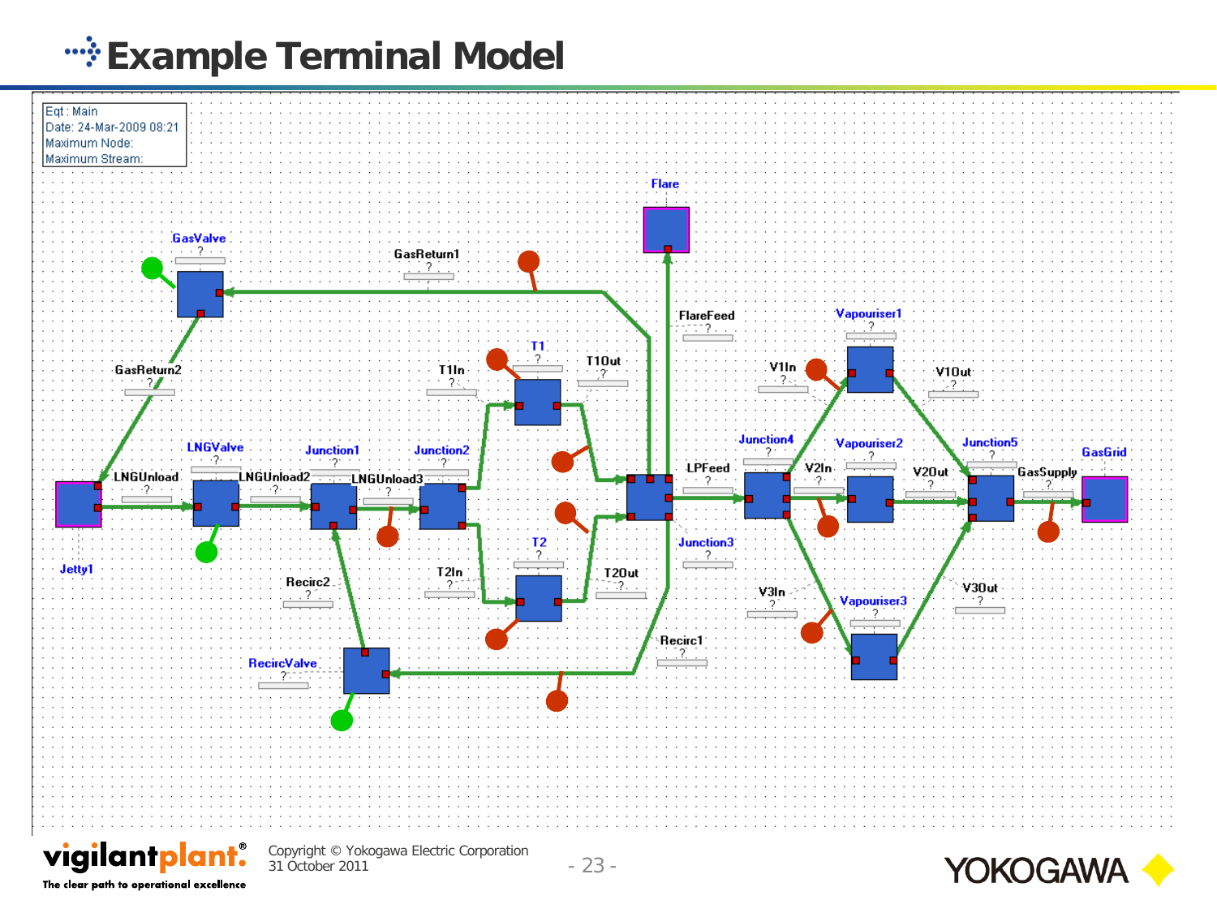# Example Terminal Model

Eqt : Main
Date: 24-Mar-2009 08:21
Maximum Node:
Maximum Stream:

Flare

GasValve

GasReturn1

FlareFeed

Vapouriser1

T1

T1Out

V1In

GasReturn2

T1In

V1Out

Junction4

LNGValve

Junction1

Junction2

Vapouriser2

Junction5

GasGrid

LNGUnload

LNGUnload2

LNGUnload3

LPFeed

V2In

V2Out

GasSupply

T2

Jetty1

Junction3

Recirc2

T2In

T2Out

V3In

V3Out

Vapouriser3

Recirc1

RecircValve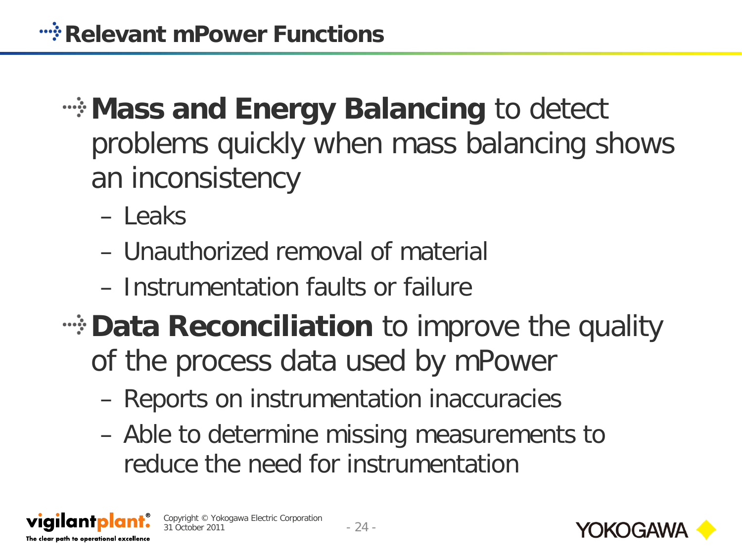# Relevant mPower Functions

- **Mass and Energy Balancing** to detect problems quickly when mass balancing shows an inconsistency
  - Leaks
  - Unauthorized removal of material
  - Instrumentation faults or failure
- **Data Reconciliation** to improve the quality of the process data used by mPower
  - Reports on instrumentation inaccuracies
  - Able to determine missing measurements to reduce the need for instrumentation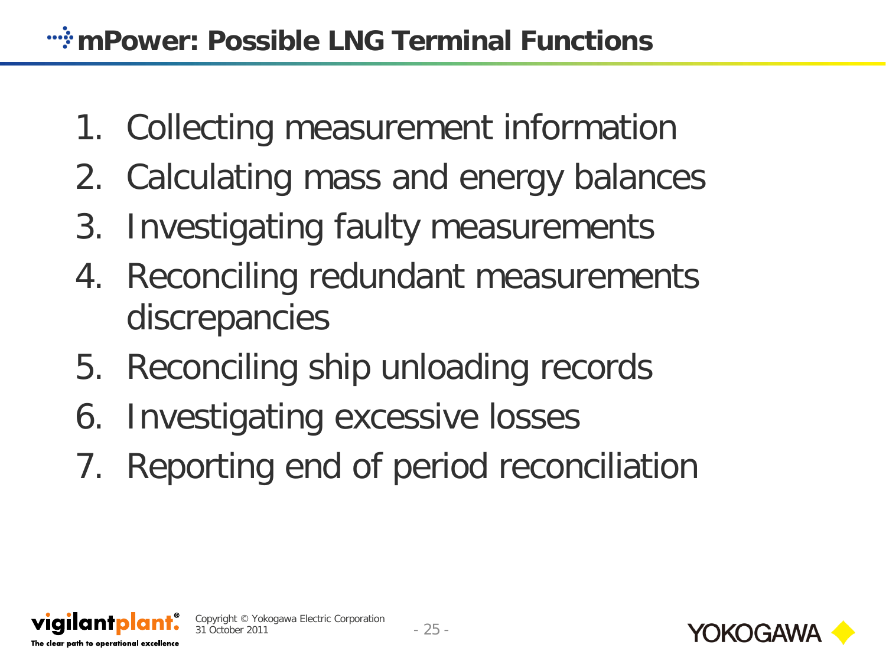# mPower: Possible LNG Terminal Functions

1. Collecting measurement information
2. Calculating mass and energy balances
3. Investigating faulty measurements
4. Reconciling redundant measurements discrepancies
5. Reconciling ship unloading records
6. Investigating excessive losses
7. Reporting end of period reconciliation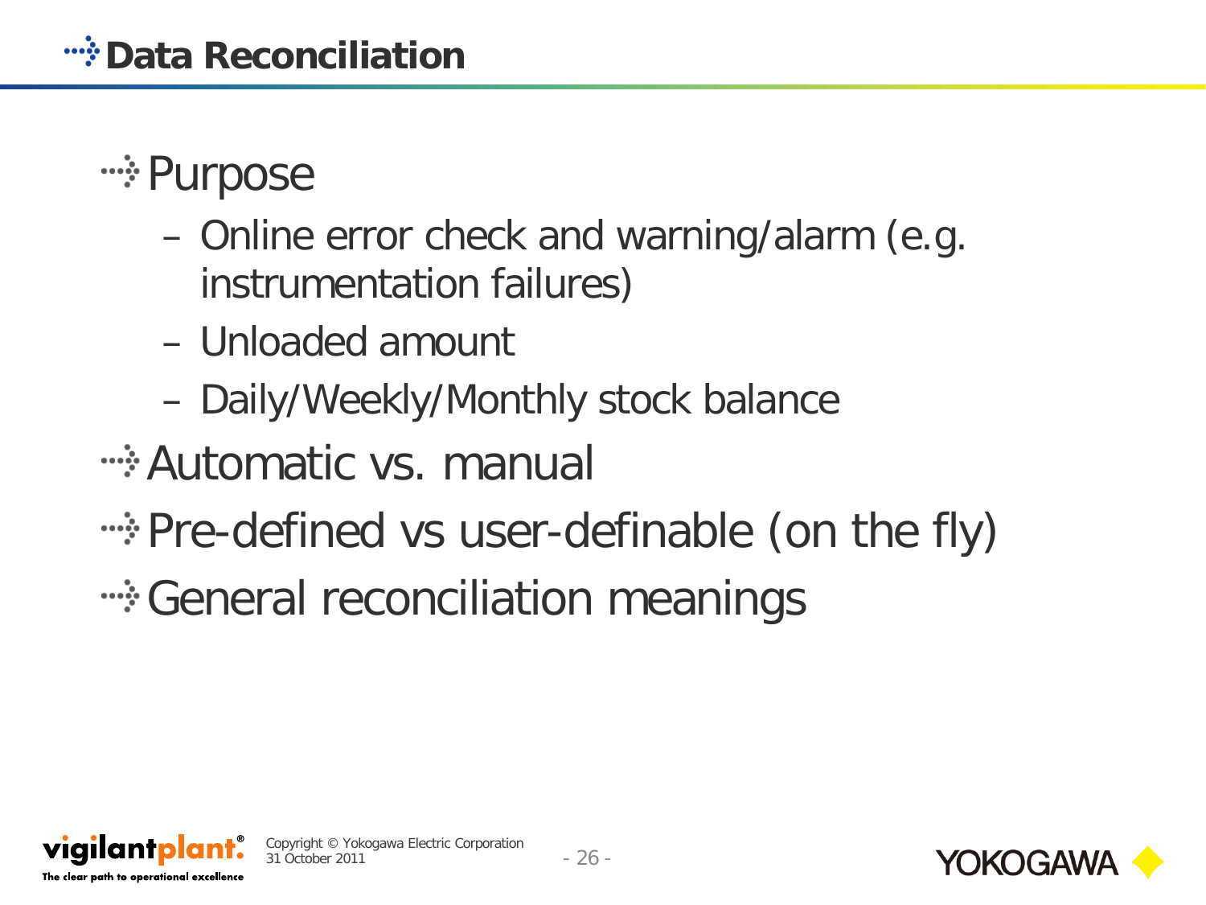# Data Reconciliation

- Purpose
  - Online error check and warning/alarm (e.g. instrumentation failures)
  - Unloaded amount
  - Daily/Weekly/Monthly stock balance
- Automatic vs. manual
- Pre-defined vs user-definable (on the fly)
- General reconciliation meanings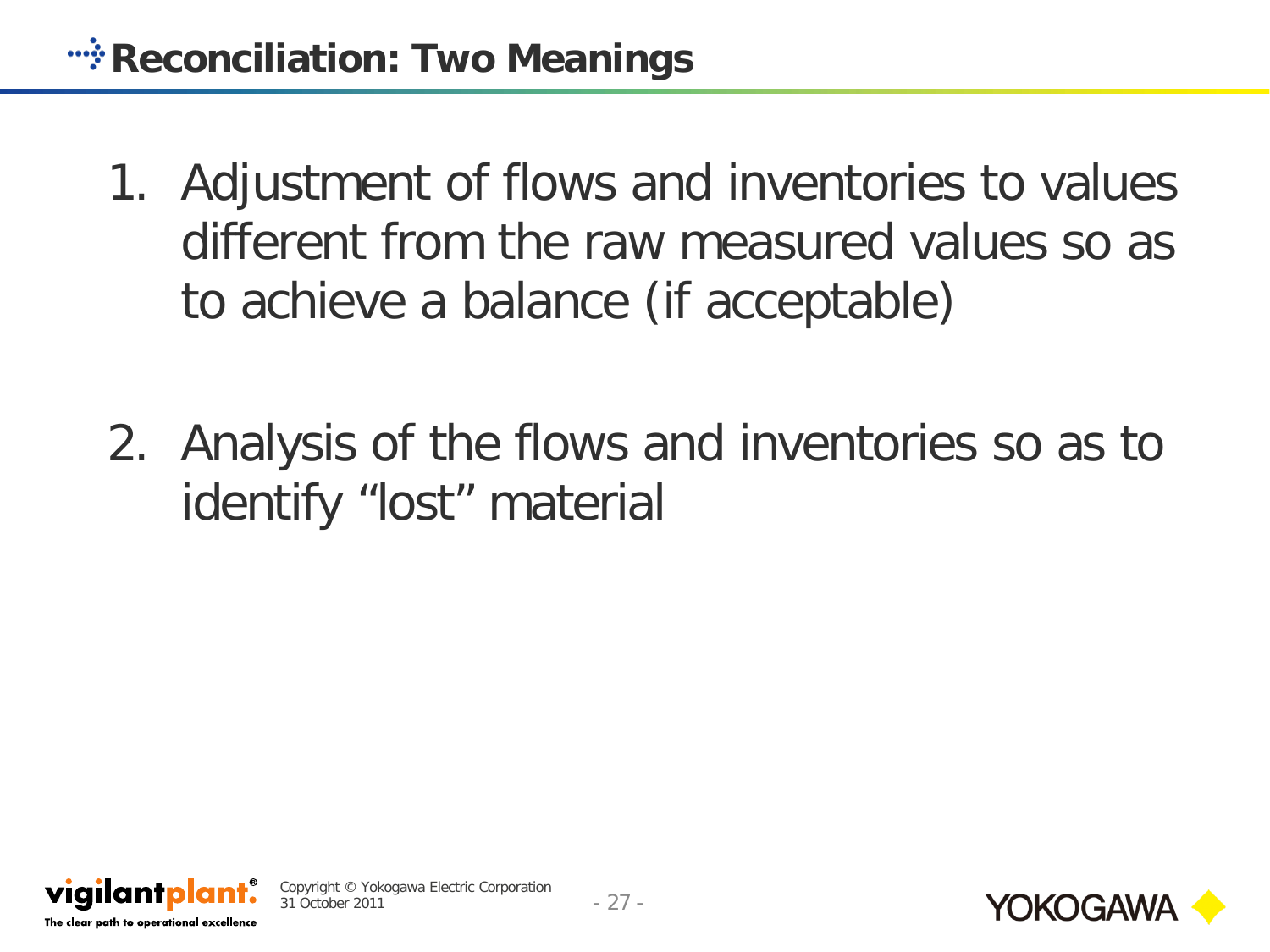# Reconciliation: Two Meanings

1. Adjustment of flows and inventories to values different from the raw measured values so as to achieve a balance (if acceptable)

2. Analysis of the flows and inventories so as to identify “lost” material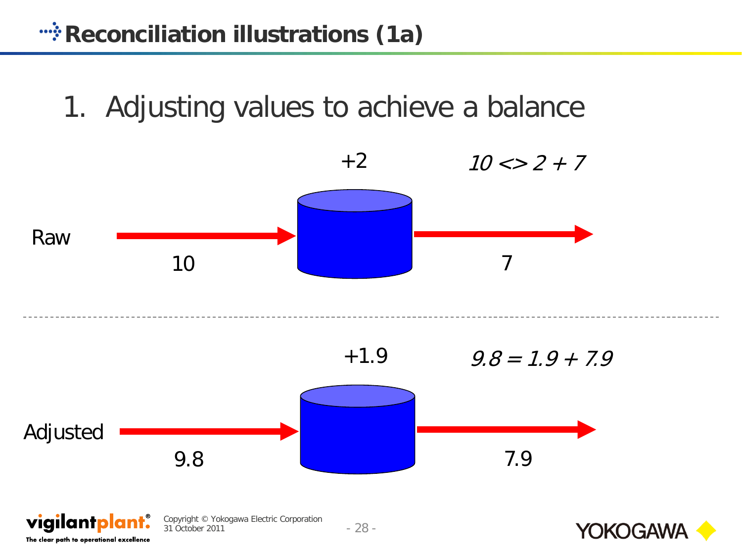# Reconciliation illustrations (1a)

1. Adjusting values to achieve a balance

Raw

+2

*10 <> 2 + 7*

10

7

Adjusted

+1.9

*9.8 = 1.9 + 7.9*

9.8

7.9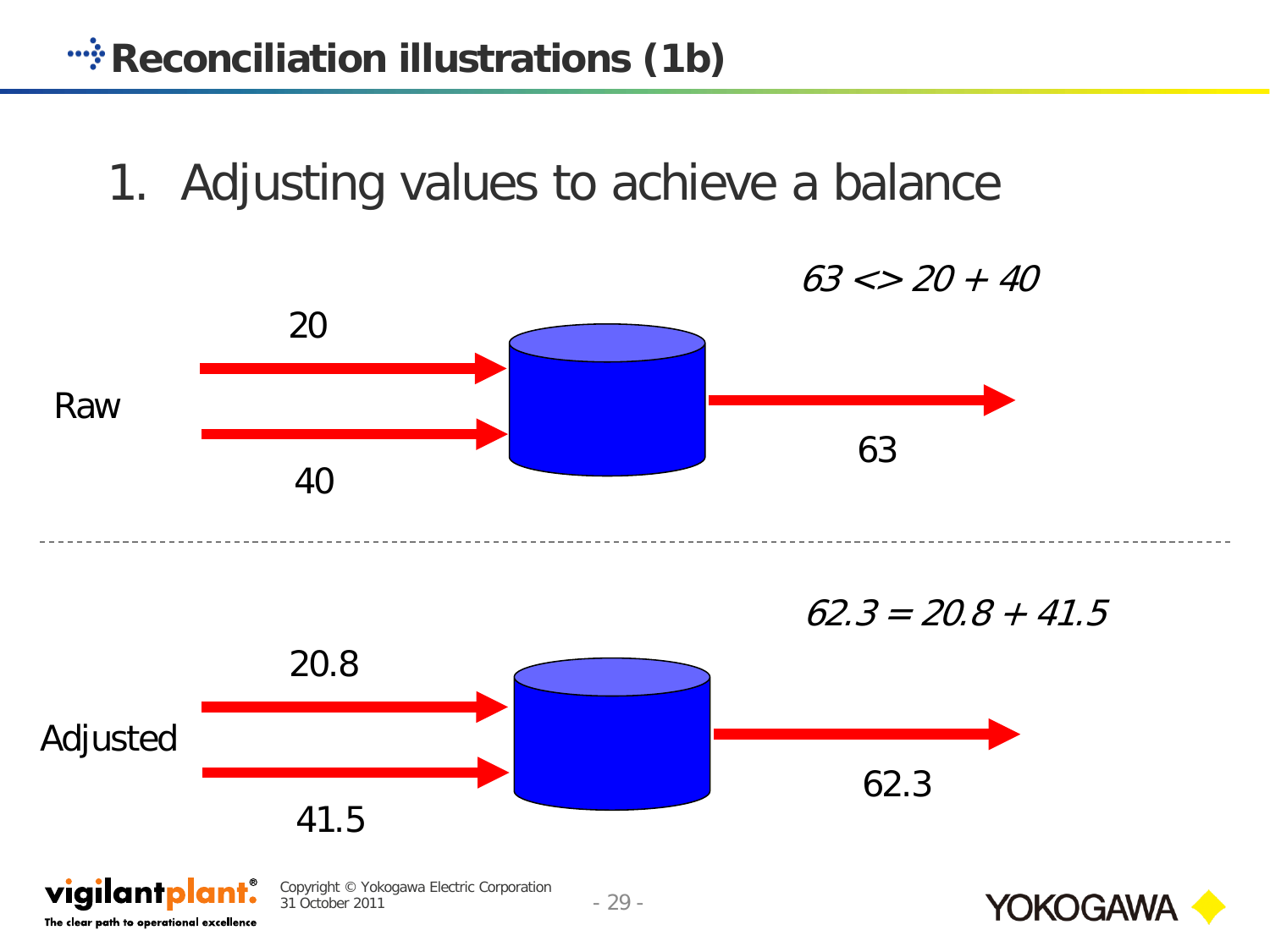# Reconciliation illustrations (1b)

1. Adjusting values to achieve a balance

*63 <> 20 + 40*

Raw

20

40

63

*62.3 = 20.8 + 41.5*

Adjusted

20.8

41.5

62.3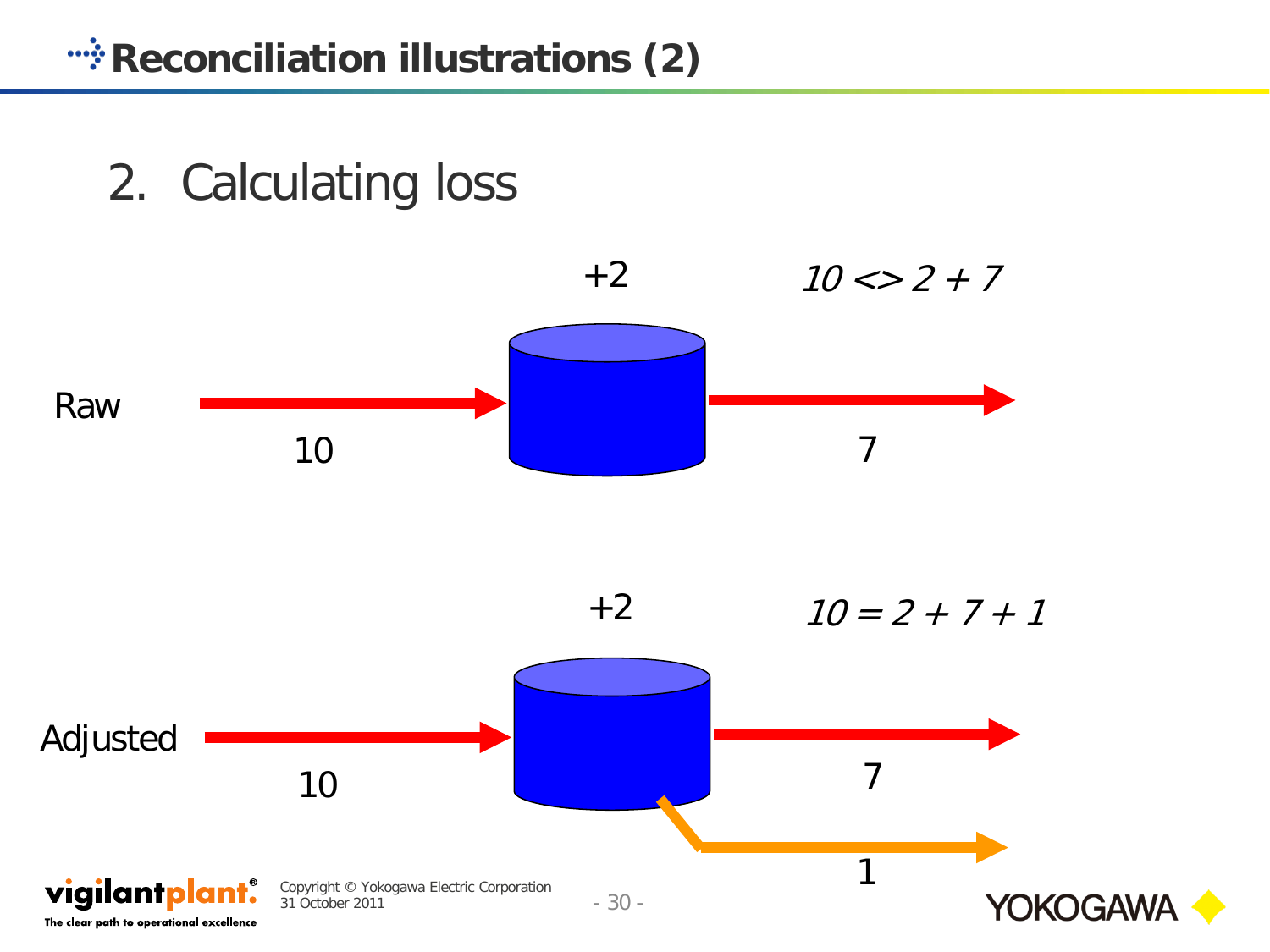# Reconciliation illustrations (2)

## 2. Calculating loss

Raw

+2

*10 <> 2 + 7*

10

7

Adjusted

+2

*10 = 2 + 7 + 1*

10

7

1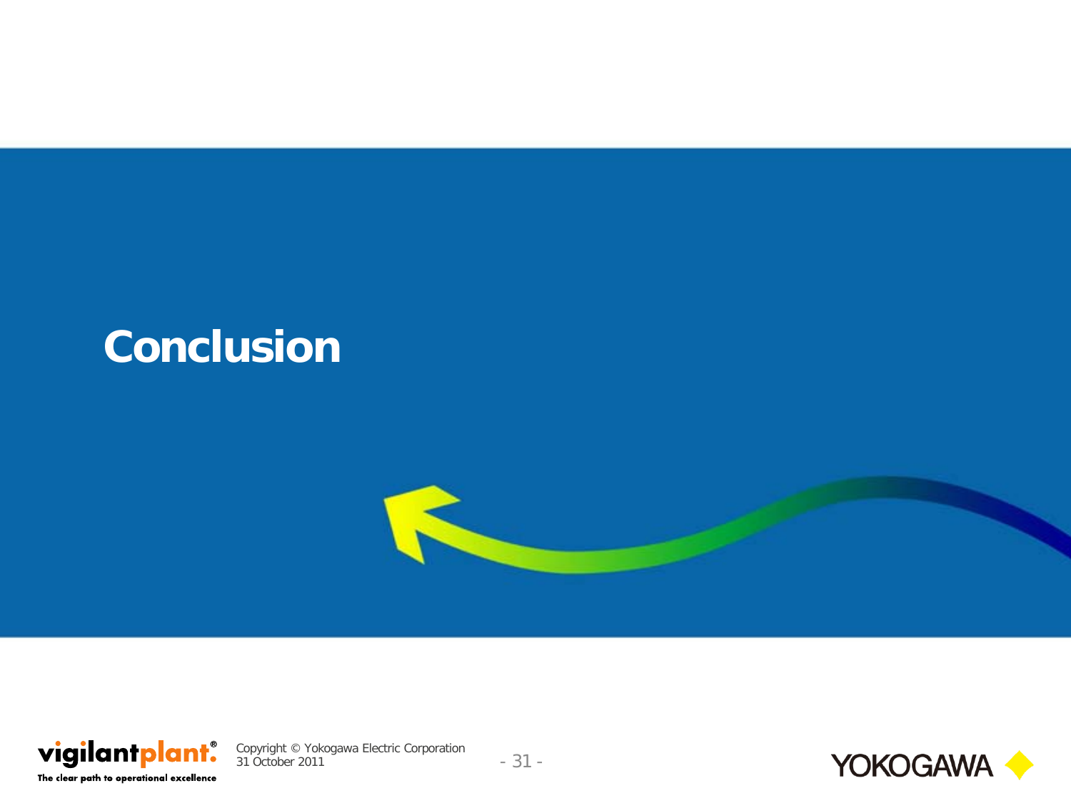# Conclusion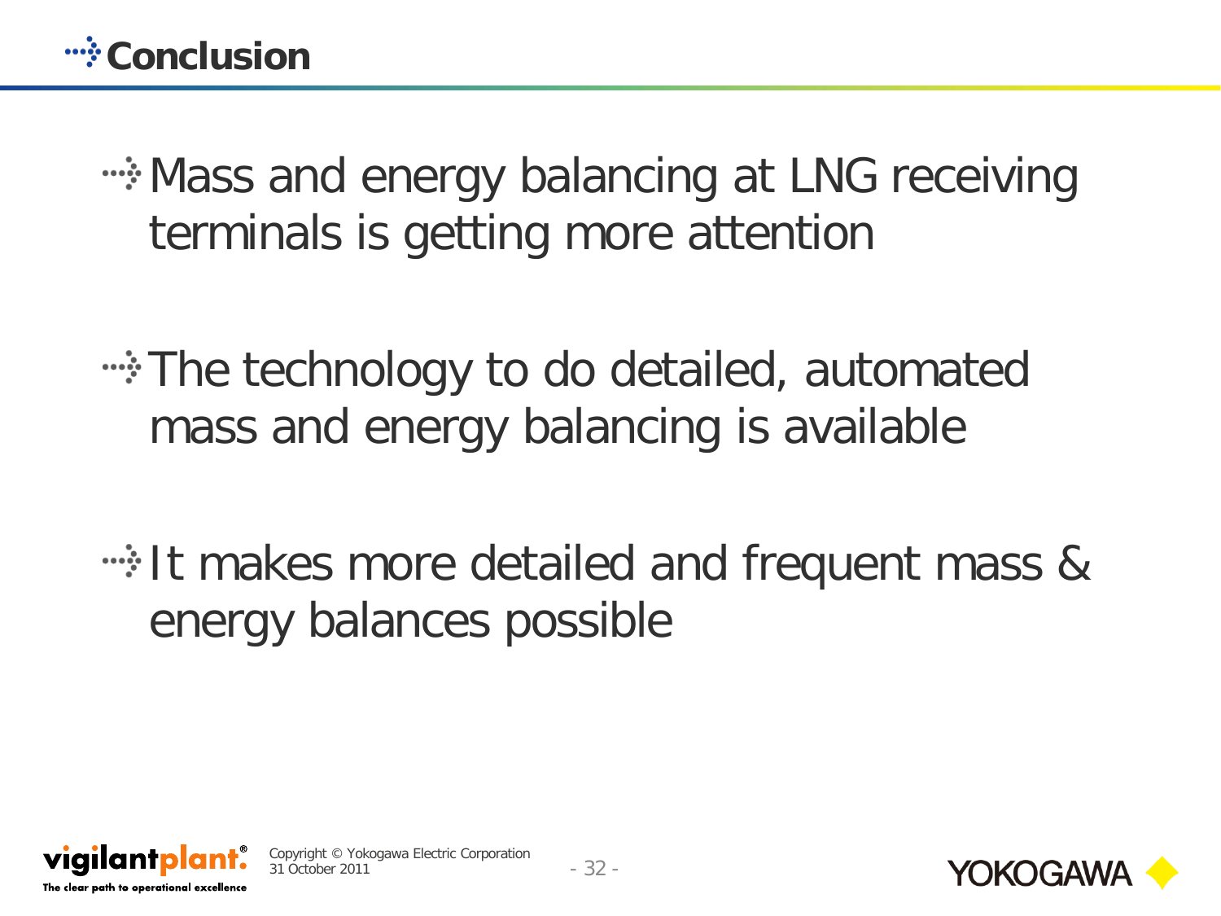# Conclusion

- Mass and energy balancing at LNG receiving terminals is getting more attention
- The technology to do detailed, automated mass and energy balancing is available
- It makes more detailed and frequent mass & energy balances possible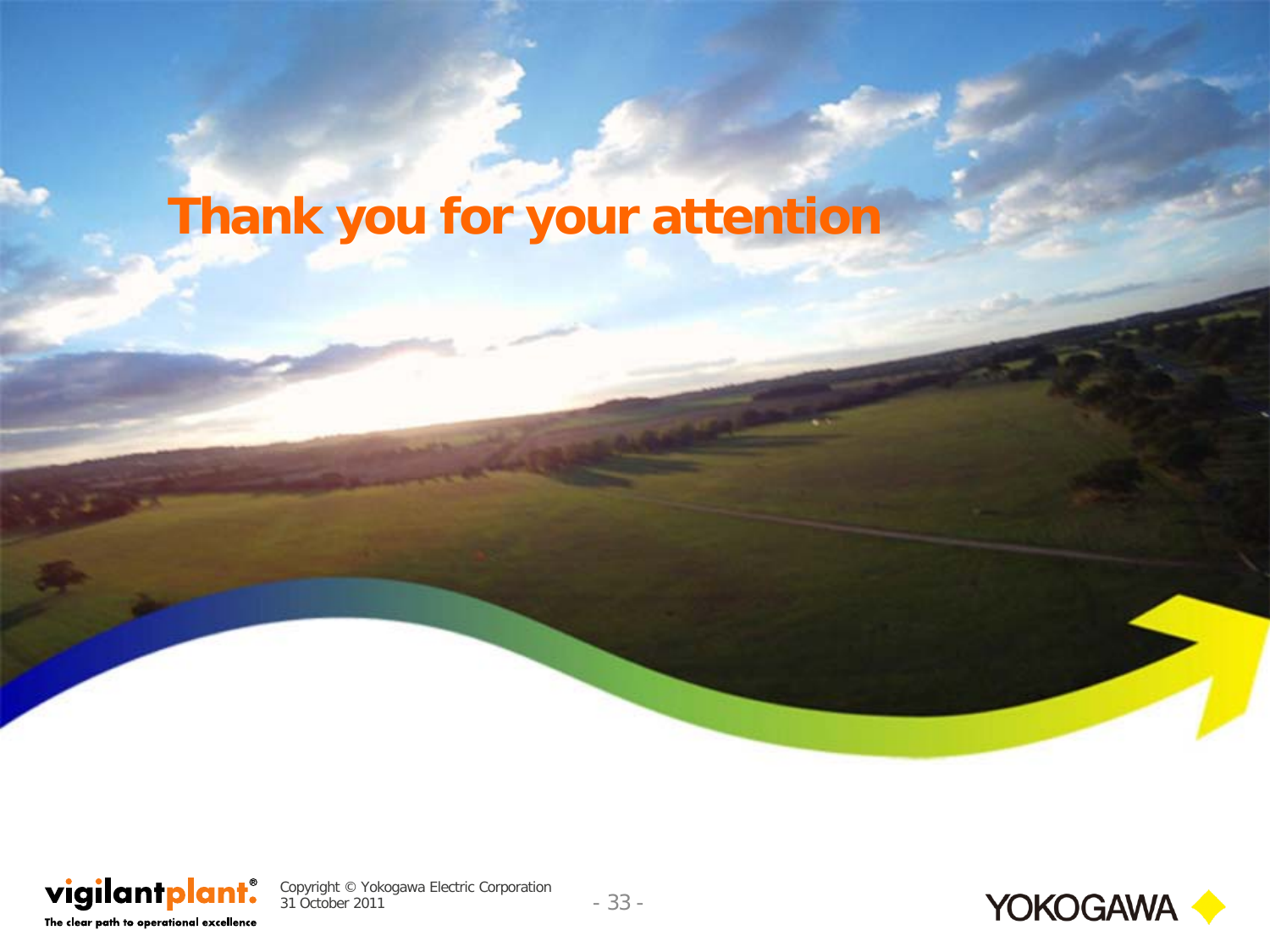# Thank you for your attention

vigilantplant.® The clear path to operational excellence

Copyright © Yokogawa Electric Corporation
31 October 2011

YOKOGAWA